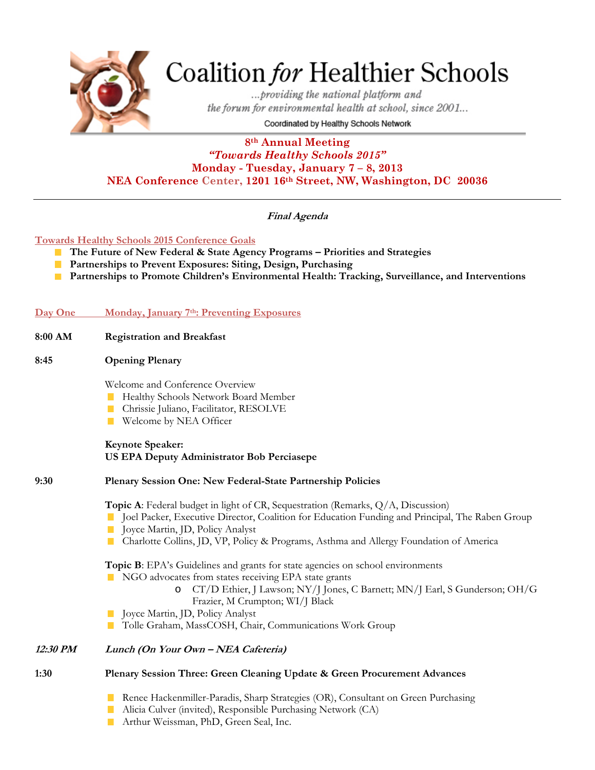# Coalition *for* Healthier Schools

*...providing the national platform and the forum for environmental health at school, since 2001...*

Coordinated by Healthy Schools Network

**8th Annual Meeting**
***"Towards Healthy Schools 2015"***
**Monday - Tuesday, January 7 – 8, 2013**
**NEA Conference Center, 1201 16th Street, NW, Washington, DC 20036**

---

***Final Agenda***

## Towards Healthy Schools 2015 Conference Goals

- **The Future of New Federal & State Agency Programs – Priorities and Strategies**
- **Partnerships to Prevent Exposures: Siting, Design, Purchasing**
- **Partnerships to Promote Children's Environmental Health: Tracking, Surveillance, and Interventions**

## Day One Monday, January 7th: Preventing Exposures

**8:00 AM** **Registration and Breakfast**

**8:45** **Opening Plenary**

Welcome and Conference Overview

- Healthy Schools Network Board Member
- Chrissie Juliano, Facilitator, RESOLVE
- Welcome by NEA Officer

**Keynote Speaker:**
**US EPA Deputy Administrator Bob Perciasepe**

**9:30** **Plenary Session One: New Federal-State Partnership Policies**

**Topic A**: Federal budget in light of CR, Sequestration (Remarks, Q/A, Discussion)

- Joel Packer, Executive Director, Coalition for Education Funding and Principal, The Raben Group
- Joyce Martin, JD, Policy Analyst
- Charlotte Collins, JD, VP, Policy & Programs, Asthma and Allergy Foundation of America

**Topic B**: EPA's Guidelines and grants for state agencies on school environments

- NGO advocates from states receiving EPA state grants
  - CT/D Ethier, J Lawson; NY/J Jones, C Barnett; MN/J Earl, S Gunderson; OH/G Frazier, M Crumpton; WI/J Black
- Joyce Martin, JD, Policy Analyst
- Tolle Graham, MassCOSH, Chair, Communications Work Group

***12:30 PM*** ***Lunch (On Your Own – NEA Cafeteria)***

**1:30** **Plenary Session Three: Green Cleaning Update & Green Procurement Advances**

- Renee Hackenmiller-Paradis, Sharp Strategies (OR), Consultant on Green Purchasing
- Alicia Culver (invited), Responsible Purchasing Network (CA)
- Arthur Weissman, PhD, Green Seal, Inc.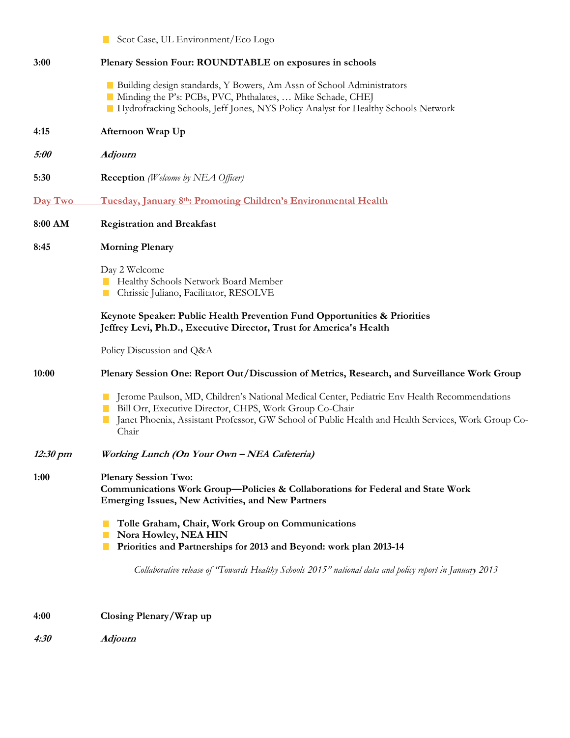- Scot Case, UL Environment/Eco Logo

**3:00** **Plenary Session Four: ROUNDTABLE on exposures in schools**

- Building design standards, Y Bowers, Am Assn of School Administrators
- Minding the P's: PCBs, PVC, Phthalates, … Mike Schade, CHEJ
- Hydrofracking Schools, Jeff Jones, NYS Policy Analyst for Healthy Schools Network

**4:15** **Afternoon Wrap Up**

***5:00*** ***Adjourn***

**5:30** **Reception** *(Welcome by NEA Officer)*

## Day Two Tuesday, January 8th: Promoting Children's Environmental Health

**8:00 AM** **Registration and Breakfast**

**8:45** **Morning Plenary**

Day 2 Welcome

- Healthy Schools Network Board Member
- Chrissie Juliano, Facilitator, RESOLVE

**Keynote Speaker: Public Health Prevention Fund Opportunities & Priorities**
**Jeffrey Levi, Ph.D., Executive Director, Trust for America's Health**

Policy Discussion and Q&A

**10:00** **Plenary Session One: Report Out/Discussion of Metrics, Research, and Surveillance Work Group**

- Jerome Paulson, MD, Children's National Medical Center, Pediatric Env Health Recommendations
- Bill Orr, Executive Director, CHPS, Work Group Co-Chair
- Janet Phoenix, Assistant Professor, GW School of Public Health and Health Services, Work Group Co-Chair

***12:30 pm*** ***Working Lunch (On Your Own – NEA Cafeteria)***

**1:00** **Plenary Session Two:**
**Communications Work Group—Policies & Collaborations for Federal and State Work**
**Emerging Issues, New Activities, and New Partners**

- **Tolle Graham, Chair, Work Group on Communications**
- **Nora Howley, NEA HIN**
- **Priorities and Partnerships for 2013 and Beyond: work plan 2013-14**

*Collaborative release of "Towards Healthy Schools 2015" national data and policy report in January 2013*

**4:00** **Closing Plenary/Wrap up**

***4:30*** ***Adjourn***